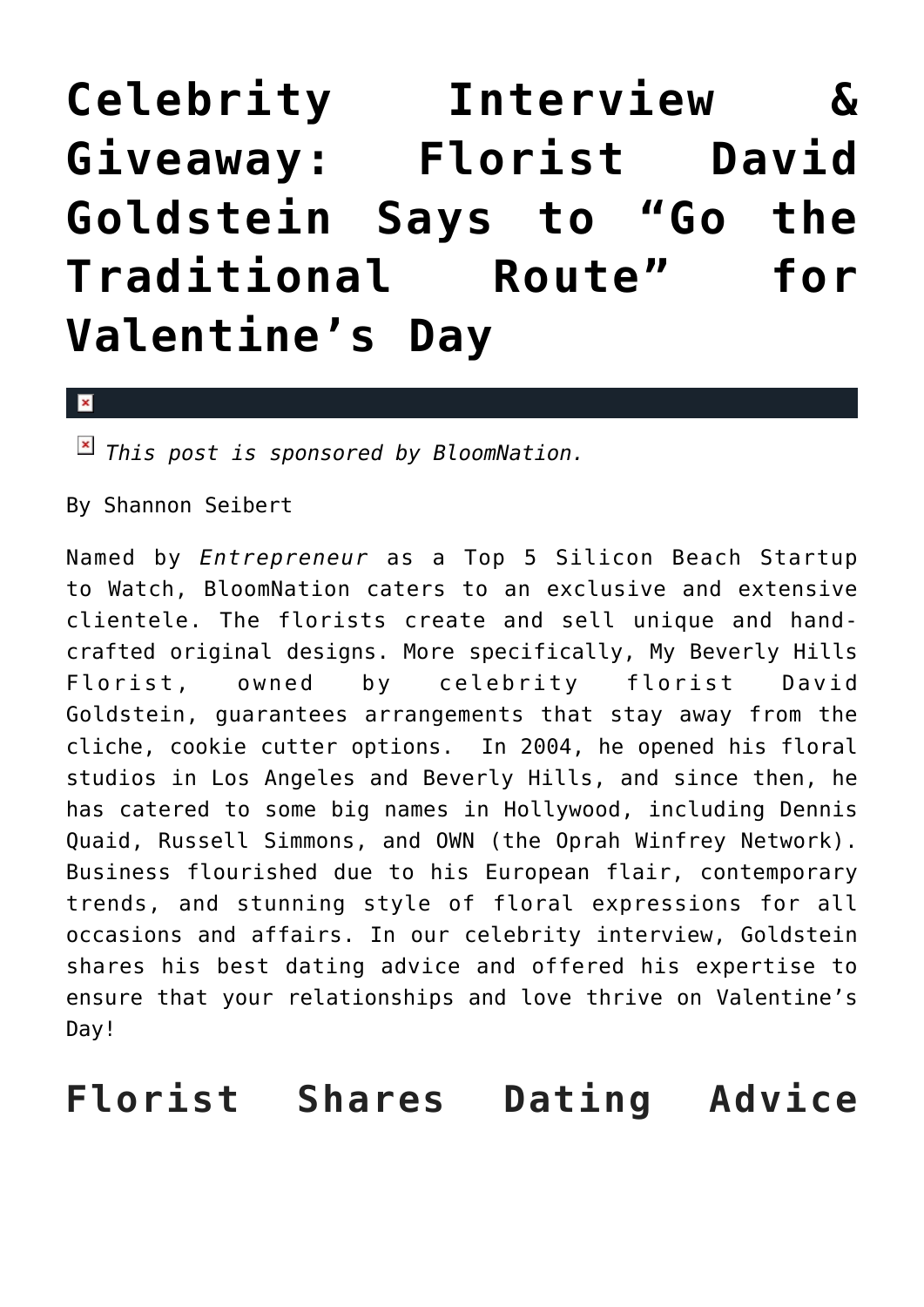# Celebrity Interview & Giveaway: Florist David Goldstein Says to "Go the Traditional Route" for Valentine's Day

*This post is sponsored by BloomNation.*

By Shannon Seibert

Named by *Entrepreneur* as a Top 5 Silicon Beach Startup to Watch, BloomNation caters to an exclusive and extensive clientele. The florists create and sell unique and hand-crafted original designs. More specifically, My Beverly Hills Florist, owned by celebrity florist David Goldstein, guarantees arrangements that stay away from the cliche, cookie cutter options. In 2004, he opened his floral studios in Los Angeles and Beverly Hills, and since then, he has catered to some big names in Hollywood, including Dennis Quaid, Russell Simmons, and OWN (the Oprah Winfrey Network). Business flourished due to his European flair, contemporary trends, and stunning style of floral expressions for all occasions and affairs. In our celebrity interview, Goldstein shares his best dating advice and offered his expertise to ensure that your relationships and love thrive on Valentine's Day!

## Florist Shares Dating Advice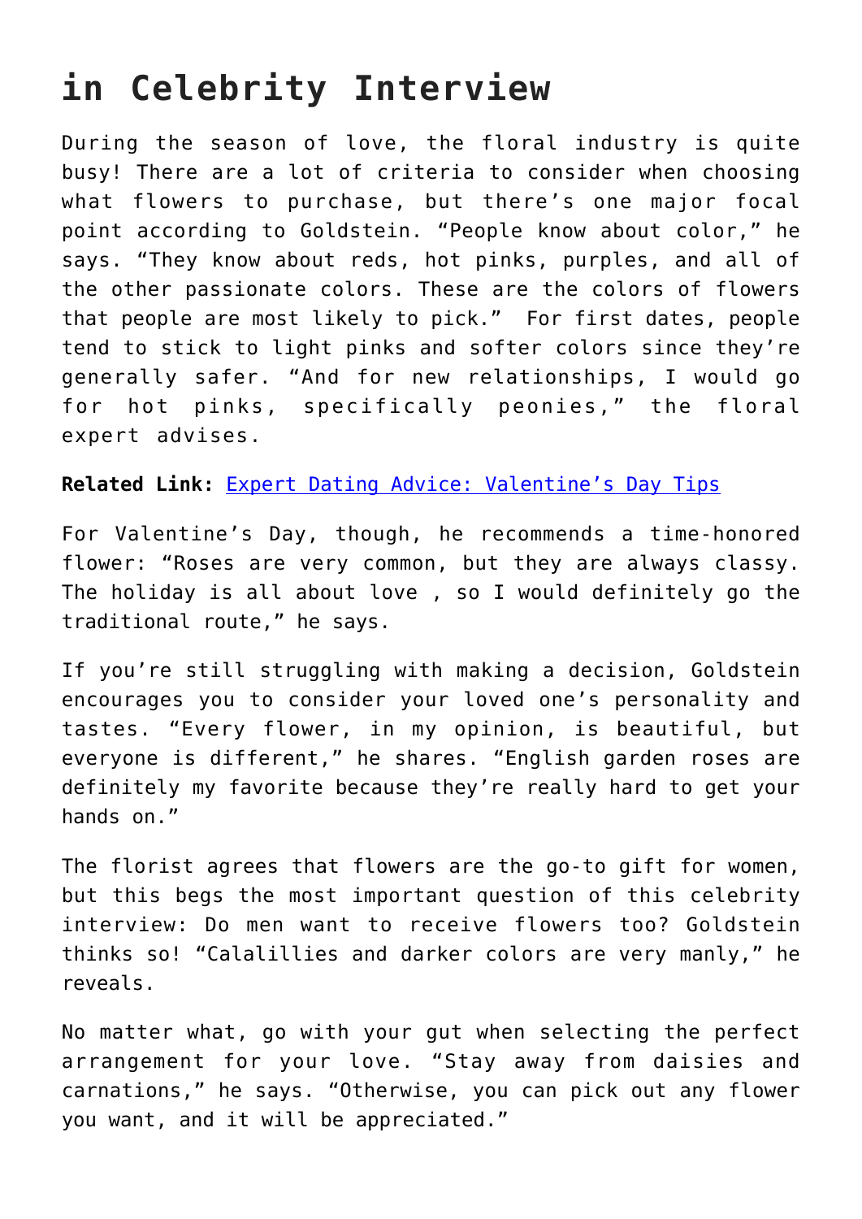# in Celebrity Interview

During the season of love, the floral industry is quite busy! There are a lot of criteria to consider when choosing what flowers to purchase, but there's one major focal point according to Goldstein. "People know about color," he says. "They know about reds, hot pinks, purples, and all of the other passionate colors. These are the colors of flowers that people are most likely to pick." For first dates, people tend to stick to light pinks and softer colors since they're generally safer. "And for new relationships, I would go for hot pinks, specifically peonies," the floral expert advises.

**Related Link:** Expert Dating Advice: Valentine's Day Tips

For Valentine's Day, though, he recommends a time-honored flower: "Roses are very common, but they are always classy. The holiday is all about love , so I would definitely go the traditional route," he says.

If you're still struggling with making a decision, Goldstein encourages you to consider your loved one's personality and tastes. "Every flower, in my opinion, is beautiful, but everyone is different," he shares. "English garden roses are definitely my favorite because they're really hard to get your hands on."

The florist agrees that flowers are the go-to gift for women, but this begs the most important question of this celebrity interview: Do men want to receive flowers too? Goldstein thinks so! "Calalillies and darker colors are very manly," he reveals.

No matter what, go with your gut when selecting the perfect arrangement for your love. "Stay away from daisies and carnations," he says. "Otherwise, you can pick out any flower you want, and it will be appreciated."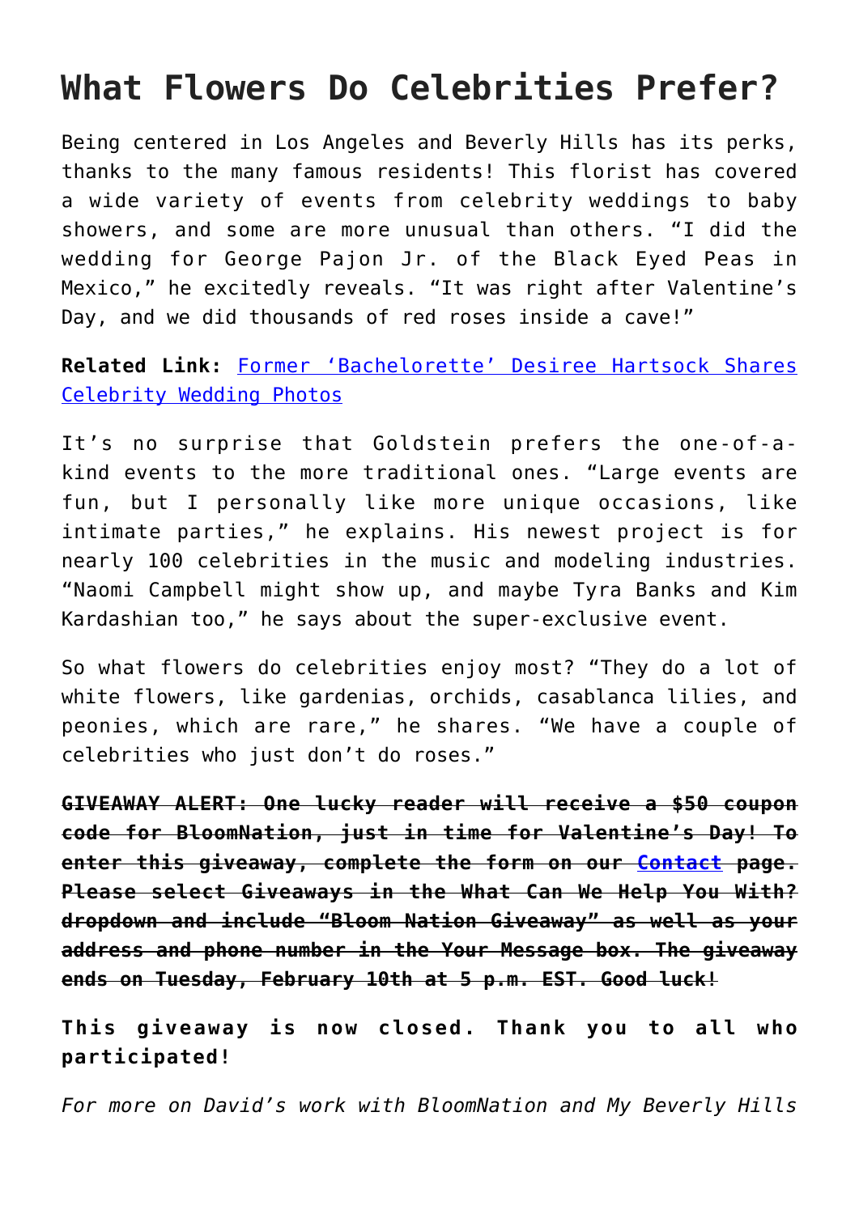# What Flowers Do Celebrities Prefer?

Being centered in Los Angeles and Beverly Hills has its perks, thanks to the many famous residents! This florist has covered a wide variety of events from celebrity weddings to baby showers, and some are more unusual than others. "I did the wedding for George Pajon Jr. of the Black Eyed Peas in Mexico," he excitedly reveals. "It was right after Valentine's Day, and we did thousands of red roses inside a cave!"

**Related Link:** Former 'Bachelorette' Desiree Hartsock Shares Celebrity Wedding Photos

It's no surprise that Goldstein prefers the one-of-a-kind events to the more traditional ones. "Large events are fun, but I personally like more unique occasions, like intimate parties," he explains. His newest project is for nearly 100 celebrities in the music and modeling industries. "Naomi Campbell might show up, and maybe Tyra Banks and Kim Kardashian too," he says about the super-exclusive event.

So what flowers do celebrities enjoy most? "They do a lot of white flowers, like gardenias, orchids, casablanca lilies, and peonies, which are rare," he shares. "We have a couple of celebrities who just don't do roses."

~~**GIVEAWAY ALERT: One lucky reader will receive a $50 coupon code for BloomNation, just in time for Valentine's Day! To enter this giveaway, complete the form on our Contact page. Please select Giveaways in the What Can We Help You With? dropdown and include "Bloom Nation Giveaway" as well as your address and phone number in the Your Message box. The giveaway ends on Tuesday, February 10th at 5 p.m. EST. Good luck!**~~

**This giveaway is now closed. Thank you to all who participated!**

*For more on David's work with BloomNation and My Beverly Hills*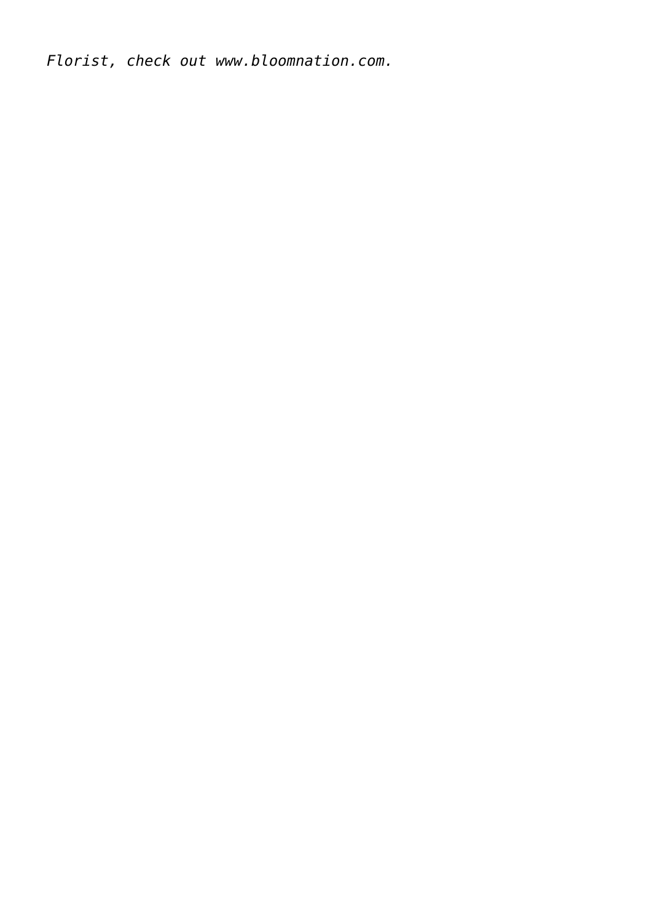*Florist, check out www.bloomnation.com.*